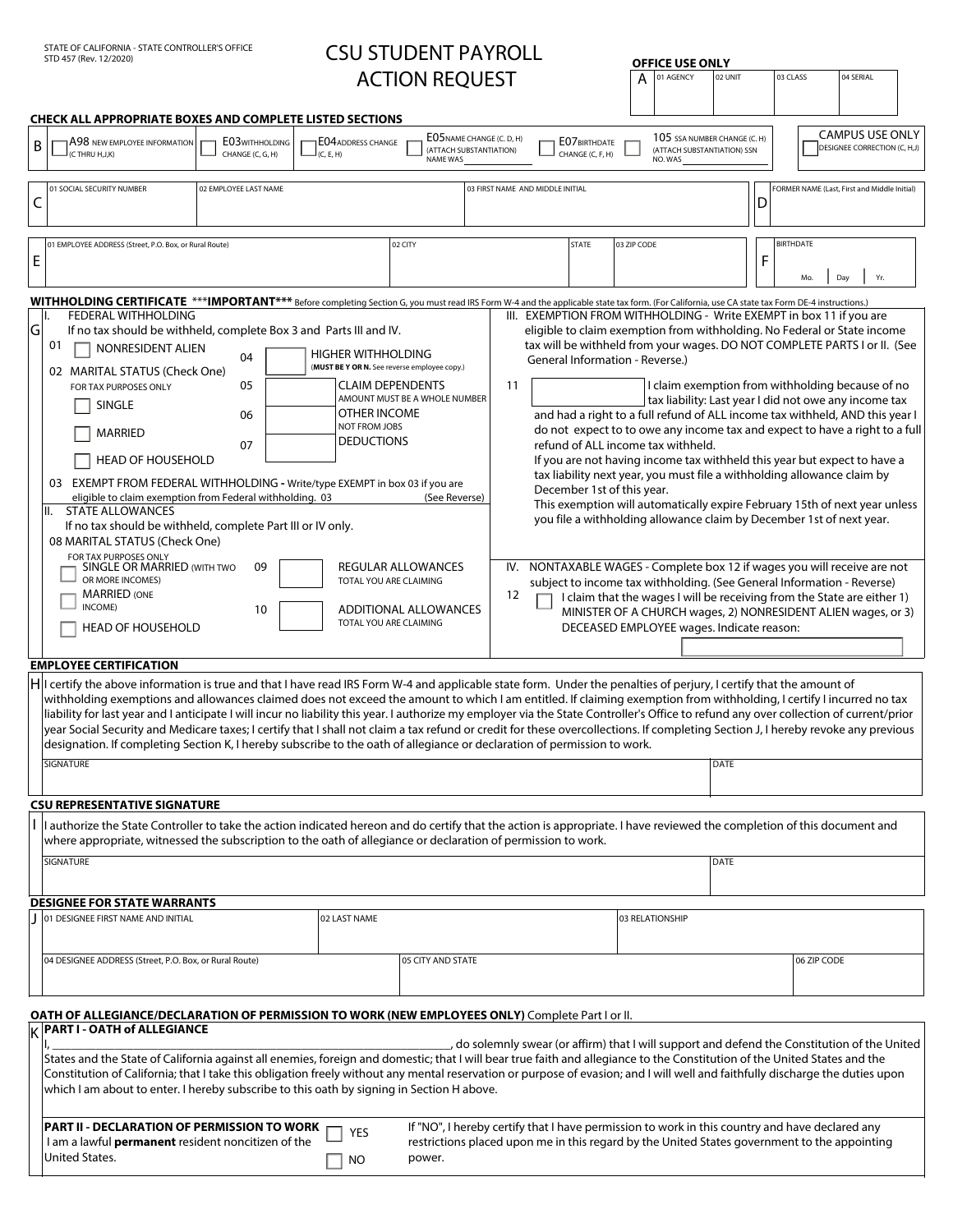STATE OF CALIFORNIA - STATE CONTROLLER'S OFFICE
STD 457 (Rev. 12/2020)

# CSU STUDENT PAYROLL ACTION REQUEST

**OFFICE USE ONLY**

| A | 01 AGENCY | 02 UNIT | 03 CLASS | 04 SERIAL |
|---|---|---|---|---|
| | | | | |

**CHECK ALL APPROPRIATE BOXES AND COMPLETE LISTED SECTIONS**

**B**
- ☐ A98 NEW EMPLOYEE INFORMATION (C THRU H,J,K)
- ☐ E03 WITHHOLDING CHANGE (C, G, H)
- ☐ E04 ADDRESS CHANGE (C, E, H)
- ☐ E05 NAME CHANGE (C. D, H) (ATTACH SUBSTANTIATION) NAME WAS ________
- ☐ E07 BIRTHDATE CHANGE (C, F, H)
- ☐ 105 SSA NUMBER CHANGE (C. H) (ATTACH SUBSTANTIATION) SSN NO. WAS ________
- CAMPUS USE ONLY ☐ DESIGNEE CORRECTION (C, H,J)

| C | 01 SOCIAL SECURITY NUMBER | 02 EMPLOYEE LAST NAME | 03 FIRST NAME AND MIDDLE INITIAL | D | FORMER NAME (Last, First and Middle Initial) |
|---|---|---|---|---|---|
| | | | | | |

| E | 01 EMPLOYEE ADDRESS (Street, P.O. Box, or Rural Route) | 02 CITY | STATE | 03 ZIP CODE | F | BIRTHDATE Mo. Day Yr. |
|---|---|---|---|---|---|---|
| | | | | | | |

**WITHHOLDING CERTIFICATE** ***IMPORTANT*** Before completing Section G, you must read IRS Form W-4 and the applicable state tax form. (For California, use CA state tax Form DE-4 instructions.)

**G**

**I. FEDERAL WITHHOLDING**
If no tax should be withheld, complete Box 3 and Parts III and IV.

01 ☐ NONRESIDENT ALIEN

02 MARITAL STATUS (Check One) FOR TAX PURPOSES ONLY
- ☐ SINGLE
- ☐ MARRIED
- ☐ HEAD OF HOUSEHOLD

04 ☐ HIGHER WITHHOLDING (**MUST BE Y OR N.** See reverse employee copy.)

05 ☐ CLAIM DEPENDENTS — AMOUNT MUST BE A WHOLE NUMBER

06 ☐ OTHER INCOME — NOT FROM JOBS

07 ☐ DEDUCTIONS

03 EXEMPT FROM FEDERAL WITHHOLDING - Write/type EXEMPT in box 03 if you are eligible to claim exemption from Federal withholding. 03 ________ (See Reverse)

**II. STATE ALLOWANCES**
If no tax should be withheld, complete Part III or IV only.

08 MARITAL STATUS (Check One) FOR TAX PURPOSES ONLY
- ☐ SINGLE OR MARRIED (WITH TWO OR MORE INCOMES)
- ☐ MARRIED (ONE INCOME)
- ☐ HEAD OF HOUSEHOLD

09 ☐ REGULAR ALLOWANCES — TOTAL YOU ARE CLAIMING

10 ☐ ADDITIONAL ALLOWANCES — TOTAL YOU ARE CLAIMING

**III. EXEMPTION FROM WITHHOLDING** - Write EXEMPT in box 11 if you are eligible to claim exemption from withholding. No Federal or State income tax will be withheld from your wages. DO NOT COMPLETE PARTS I or II. (See General Information - Reverse.)

11 ☐ I claim exemption from withholding because of no tax liability: Last year I did not owe any income tax and had a right to a full refund of ALL income tax withheld, AND this year I do not expect to to owe any income tax and expect to have a right to a full refund of ALL income tax withheld.
If you are not having income tax withheld this year but expect to have a tax liability next year, you must file a withholding allowance claim by December 1st of this year.
This exemption will automatically expire February 15th of next year unless you file a withholding allowance claim by December 1st of next year.

**IV. NONTAXABLE WAGES** - Complete box 12 if wages you will receive are not subject to income tax withholding. (See General Information - Reverse)

12 ☐ I claim that the wages I will be receiving from the State are either 1) MINISTER OF A CHURCH wages, 2) NONRESIDENT ALIEN wages, or 3) DECEASED EMPLOYEE wages. Indicate reason: ________

**EMPLOYEE CERTIFICATION**

**H** I certify the above information is true and that I have read IRS Form W-4 and applicable state form. Under the penalties of perjury, I certify that the amount of withholding exemptions and allowances claimed does not exceed the amount to which I am entitled. If claiming exemption from withholding, I certify I incurred no tax liability for last year and I anticipate I will incur no liability this year. I authorize my employer via the State Controller's Office to refund any over collection of current/prior year Social Security and Medicare taxes; I certify that I shall not claim a tax refund or credit for these overcollections. If completing Section J, I hereby revoke any previous designation. If completing Section K, I hereby subscribe to the oath of allegiance or declaration of permission to work.

| SIGNATURE | DATE |
|---|---|
| | |

**CSU REPRESENTATIVE SIGNATURE**

**I** I authorize the State Controller to take the action indicated hereon and do certify that the action is appropriate. I have reviewed the completion of this document and where appropriate, witnessed the subscription to the oath of allegiance or declaration of permission to work.

| SIGNATURE | DATE |
|---|---|
| | |

**DESIGNEE FOR STATE WARRANTS**

| J | 01 DESIGNEE FIRST NAME AND INITIAL | 02 LAST NAME | 03 RELATIONSHIP |
|---|---|---|---|
| | | | |

| 04 DESIGNEE ADDRESS (Street, P.O. Box, or Rural Route) | 05 CITY AND STATE | 06 ZIP CODE |
|---|---|---|
| | | |

**OATH OF ALLEGIANCE/DECLARATION OF PERMISSION TO WORK (NEW EMPLOYEES ONLY)** Complete Part I or II.

**K**

**PART I - OATH of ALLEGIANCE**

I, ____________________, do solemnly swear (or affirm) that I will support and defend the Constitution of the United States and the State of California against all enemies, foreign and domestic; that I will bear true faith and allegiance to the Constitution of the United States and the Constitution of California; that I take this obligation freely without any mental reservation or purpose of evasion; and I will well and faithfully discharge the duties upon which I am about to enter. I hereby subscribe to this oath by signing in Section H above.

**PART II - DECLARATION OF PERMISSION TO WORK**
I am a lawful **permanent** resident noncitizen of the United States.
- ☐ YES
- ☐ NO

If "NO", I hereby certify that I have permission to work in this country and have declared any restrictions placed upon me in this regard by the United States government to the appointing power.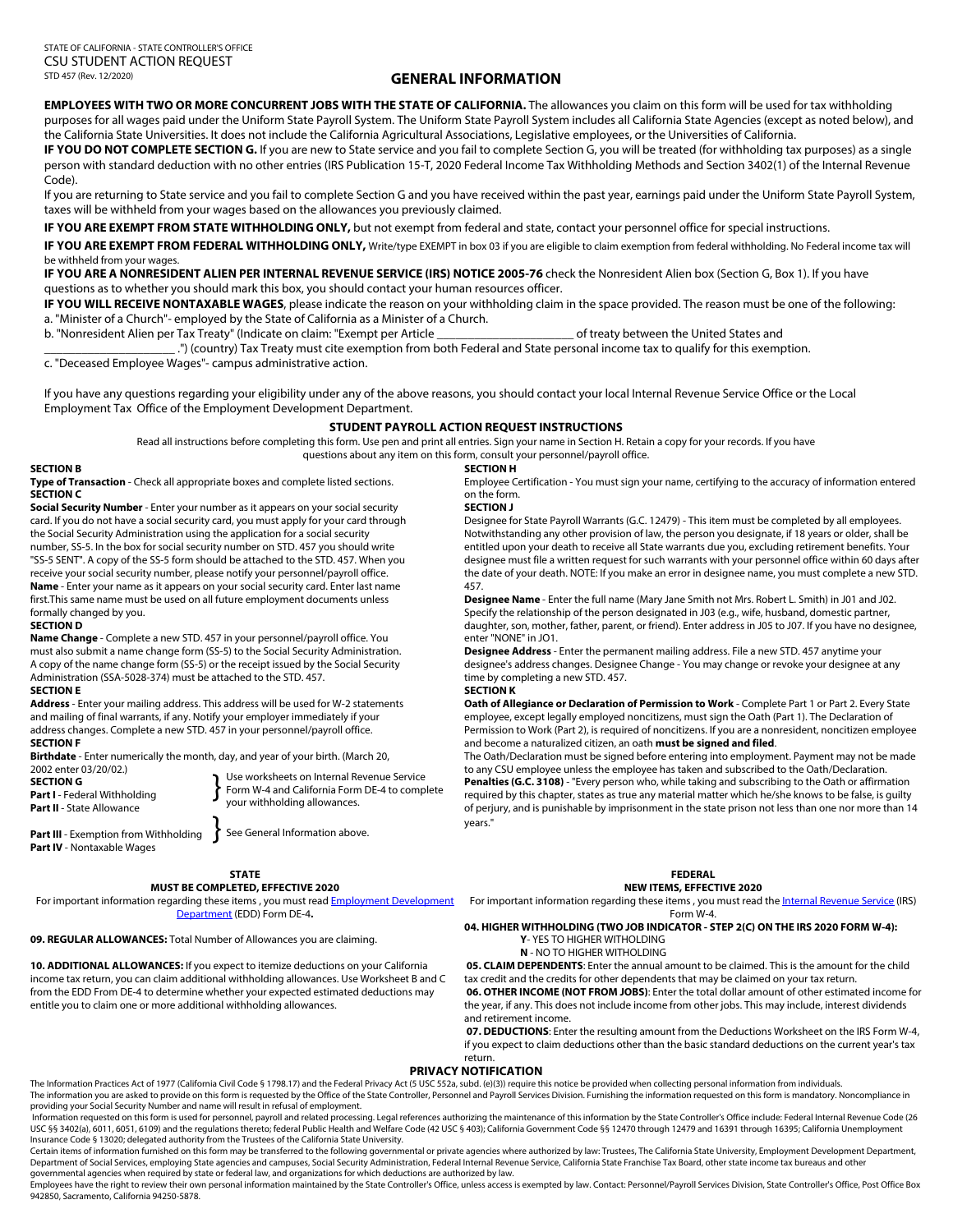STATE OF CALIFORNIA - STATE CONTROLLER'S OFFICE
CSU STUDENT ACTION REQUEST
STD 457 (Rev. 12/2020)

# GENERAL INFORMATION

**EMPLOYEES WITH TWO OR MORE CONCURRENT JOBS WITH THE STATE OF CALIFORNIA.** The allowances you claim on this form will be used for tax withholding purposes for all wages paid under the Uniform State Payroll System. The Uniform State Payroll System includes all California State Agencies (except as noted below), and the California State Universities. It does not include the California Agricultural Associations, Legislative employees, or the Universities of California.

**IF YOU DO NOT COMPLETE SECTION G.** If you are new to State service and you fail to complete Section G, you will be treated (for withholding tax purposes) as a single person with standard deduction with no other entries (IRS Publication 15-T, 2020 Federal Income Tax Withholding Methods and Section 3402(1) of the Internal Revenue Code).

If you are returning to State service and you fail to complete Section G and you have received within the past year, earnings paid under the Uniform State Payroll System, taxes will be withheld from your wages based on the allowances you previously claimed.

**IF YOU ARE EXEMPT FROM STATE WITHHOLDING ONLY,** but not exempt from federal and state, contact your personnel office for special instructions.

**IF YOU ARE EXEMPT FROM FEDERAL WITHHOLDING ONLY,** Write/type EXEMPT in box 03 if you are eligible to claim exemption from federal withholding. No Federal income tax will be withheld from your wages.

**IF YOU ARE A NONRESIDENT ALIEN PER INTERNAL REVENUE SERVICE (IRS) NOTICE 2005-76** check the Nonresident Alien box (Section G, Box 1). If you have questions as to whether you should mark this box, you should contact your human resources officer.

**IF YOU WILL RECEIVE NONTAXABLE WAGES**, please indicate the reason on your withholding claim in the space provided. The reason must be one of the following:

a. "Minister of a Church"- employed by the State of California as a Minister of a Church.

b. "Nonresident Alien per Tax Treaty" (Indicate on claim: "Exempt per Article ______________________ of treaty between the United States and ______________________ .") (country) Tax Treaty must cite exemption from both Federal and State personal income tax to qualify for this exemption.

c. "Deceased Employee Wages"- campus administrative action.

If you have any questions regarding your eligibility under any of the above reasons, you should contact your local Internal Revenue Service Office or the Local Employment Tax Office of the Employment Development Department.

## STUDENT PAYROLL ACTION REQUEST INSTRUCTIONS

Read all instructions before completing this form. Use pen and print all entries. Sign your name in Section H. Retain a copy for your records. If you have questions about any item on this form, consult your personnel/payroll office.

**SECTION B**

**Type of Transaction** - Check all appropriate boxes and complete listed sections.

**SECTION C**

**Social Security Number** - Enter your number as it appears on your social security card. If you do not have a social security card, you must apply for your card through the Social Security Administration using the application for a social security number, SS-5. In the box for social security number on STD. 457 you should write "SS-5 SENT". A copy of the SS-5 form should be attached to the STD. 457. When you receive your social security number, please notify your personnel/payroll office.

**Name** - Enter your name as it appears on your social security card. Enter last name first.This same name must be used on all future employment documents unless formally changed by you.

**SECTION D**

**Name Change** - Complete a new STD. 457 in your personnel/payroll office. You must also submit a name change form (SS-5) to the Social Security Administration. A copy of the name change form (SS-5) or the receipt issued by the Social Security Administration (SSA-5028-374) must be attached to the STD. 457.

**SECTION E**

**Address** - Enter your mailing address. This address will be used for W-2 statements and mailing of final warrants, if any. Notify your employer immediately if your address changes. Complete a new STD. 457 in your personnel/payroll office.

**SECTION F**

**Birthdate** - Enter numerically the month, day, and year of your birth. (March 20, 2002 enter 03/20/02.)

**SECTION G**

**Part I** - Federal Withholding
**Part II** - State Allowance
} Use worksheets on Internal Revenue Service Form W-4 and California Form DE-4 to complete your withholding allowances.

**Part III** - Exemption from Withholding
**Part IV** - Nontaxable Wages
} See General Information above.

**SECTION H**

Employee Certification - You must sign your name, certifying to the accuracy of information entered on the form.

**SECTION J**

Designee for State Payroll Warrants (G.C. 12479) - This item must be completed by all employees. Notwithstanding any other provision of law, the person you designate, if 18 years or older, shall be entitled upon your death to receive all State warrants due you, excluding retirement benefits. Your designee must file a written request for such warrants with your personnel office within 60 days after the date of your death. NOTE: If you make an error in designee name, you must complete a new STD. 457.

**Designee Name** - Enter the full name (Mary Jane Smith not Mrs. Robert L. Smith) in J01 and J02. Specify the relationship of the person designated in J03 (e.g., wife, husband, domestic partner, daughter, son, mother, father, parent, or friend). Enter address in J05 to J07. If you have no designee, enter "NONE" in JO1.

**Designee Address** - Enter the permanent mailing address. File a new STD. 457 anytime your designee's address changes. Designee Change - You may change or revoke your designee at any time by completing a new STD. 457.

**SECTION K**

**Oath of Allegiance or Declaration of Permission to Work** - Complete Part 1 or Part 2. Every State employee, except legally employed noncitizens, must sign the Oath (Part 1). The Declaration of Permission to Work (Part 2), is required of noncitizens. If you are a nonresident, noncitizen employee and become a naturalized citizen, an oath **must be signed and filed**.

The Oath/Declaration must be signed before entering into employment. Payment may not be made to any CSU employee unless the employee has taken and subscribed to the Oath/Declaration.

**Penalties (G.C. 3108)** - "Every person who, while taking and subscribing to the Oath or affirmation required by this chapter, states as true any material matter which he/she knows to be false, is guilty of perjury, and is punishable by imprisonment in the state prison not less than one nor more than 14 years."

**STATE**
**MUST BE COMPLETED, EFFECTIVE 2020**

For important information regarding these items , you must read Employment Development Department (EDD) Form DE-4**.**

**09. REGULAR ALLOWANCES:** Total Number of Allowances you are claiming.

**10. ADDITIONAL ALLOWANCES:** If you expect to itemize deductions on your California income tax return, you can claim additional withholding allowances. Use Worksheet B and C from the EDD From DE-4 to determine whether your expected estimated deductions may entitle you to claim one or more additional withholding allowances.

**FEDERAL**
**NEW ITEMS, EFFECTIVE 2020**

For important information regarding these items , you must read the Internal Revenue Service (IRS) Form W-4.

**04. HIGHER WITHHOLDING (TWO JOB INDICATOR - STEP 2(C) ON THE IRS 2020 FORM W-4):**
**Y**- YES TO HIGHER WITHOLDING
**N** - NO TO HIGHER WITHHOLDING

**05. CLAIM DEPENDENTS**: Enter the annual amount to be claimed. This is the amount for the child tax credit and the credits for other dependents that may be claimed on your tax return.

**06. OTHER INCOME (NOT FROM JOBS)**: Enter the total dollar amount of other estimated income for the year, if any. This does not include income from other jobs. This may include, interest dividends and retirement income.

**07. DEDUCTIONS**: Enter the resulting amount from the Deductions Worksheet on the IRS Form W-4, if you expect to claim deductions other than the basic standard deductions on the current year's tax return.

## PRIVACY NOTIFICATION

The Information Practices Act of 1977 (California Civil Code § 1798.17) and the Federal Privacy Act (5 USC 552a, subd. (e)(3)) require this notice be provided when collecting personal information from individuals.

The information you are asked to provide on this form is requested by the Office of the State Controller, Personnel and Payroll Services Division. Furnishing the information requested on this form is mandatory. Noncompliance in providing your Social Security Number and name will result in refusal of employment.

Information requested on this form is used for personnel, payroll and related processing. Legal references authorizing the maintenance of this information by the State Controller's Office include: Federal Internal Revenue Code (26 USC §§ 3402(a), 6011, 6051, 6109) and the regulations thereto; federal Public Health and Welfare Code (42 USC § 403); California Government Code §§ 12470 through 12479 and 16391 through 16395; California Unemployment Insurance Code § 13020; delegated authority from the Trustees of the California State University.

Certain items of information furnished on this form may be transferred to the following governmental or private agencies where authorized by law: Trustees, The California State University, Employment Development Department, Department of Social Services, employing State agencies and campuses, Social Security Administration, Federal Internal Revenue Service, California State Franchise Tax Board, other state income tax bureaus and other governmental agencies when required by state or federal law, and organizations for which deductions are authorized by law.

Employees have the right to review their own personal information maintained by the State Controller's Office, unless access is exempted by law. Contact: Personnel/Payroll Services Division, State Controller's Office, Post Office Box 942850, Sacramento, California 94250-5878.